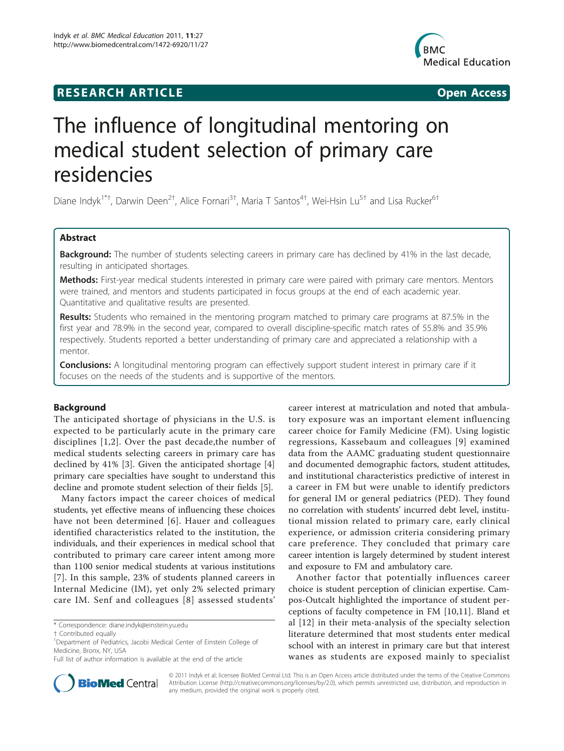**RESEARCH ARTICLE** **Open Access**

# The influence of longitudinal mentoring on medical student selection of primary care residencies

Diane Indyk[1*†], Darwin Deen[2†], Alice Fornari[3†], Maria T Santos[4†], Wei-Hsin Lu[5†] and Lisa Rucker[6†]

## Abstract

**Background:** The number of students selecting careers in primary care has declined by 41% in the last decade, resulting in anticipated shortages.

**Methods:** First-year medical students interested in primary care were paired with primary care mentors. Mentors were trained, and mentors and students participated in focus groups at the end of each academic year. Quantitative and qualitative results are presented.

**Results:** Students who remained in the mentoring program matched to primary care programs at 87.5% in the first year and 78.9% in the second year, compared to overall discipline-specific match rates of 55.8% and 35.9% respectively. Students reported a better understanding of primary care and appreciated a relationship with a mentor.

**Conclusions:** A longitudinal mentoring program can effectively support student interest in primary care if it focuses on the needs of the students and is supportive of the mentors.

## Background

The anticipated shortage of physicians in the U.S. is expected to be particularly acute in the primary care disciplines [1,2]. Over the past decade,the number of medical students selecting careers in primary care has declined by 41% [3]. Given the anticipated shortage [4] primary care specialties have sought to understand this decline and promote student selection of their fields [5].

Many factors impact the career choices of medical students, yet effective means of influencing these choices have not been determined [6]. Hauer and colleagues identified characteristics related to the institution, the individuals, and their experiences in medical school that contributed to primary care career intent among more than 1100 senior medical students at various institutions [7]. In this sample, 23% of students planned careers in Internal Medicine (IM), yet only 2% selected primary care IM. Senf and colleagues [8] assessed students' career interest at matriculation and noted that ambulatory exposure was an important element influencing career choice for Family Medicine (FM). Using logistic regressions, Kassebaum and colleagues [9] examined data from the AAMC graduating student questionnaire and documented demographic factors, student attitudes, and institutional characteristics predictive of interest in a career in FM but were unable to identify predictors for general IM or general pediatrics (PED). They found no correlation with students' incurred debt level, institutional mission related to primary care, early clinical experience, or admission criteria considering primary care preference. They concluded that primary care career intention is largely determined by student interest and exposure to FM and ambulatory care.

Another factor that potentially influences career choice is student perception of clinician expertise. Campos-Outcalt highlighted the importance of student perceptions of faculty competence in FM [10,11]. Bland et al [12] in their meta-analysis of the specialty selection literature determined that most students enter medical school with an interest in primary care but that interest wanes as students are exposed mainly to specialist

\* Correspondence: diane.indyk@einstein.yu.edu
† Contributed equally
[1]Department of Pediatrics, Jacobi Medical Center of Einstein College of Medicine, Bronx, NY, USA
Full list of author information is available at the end of the article

© 2011 Indyk et al; licensee BioMed Central Ltd. This is an Open Access article distributed under the terms of the Creative Commons Attribution License (http://creativecommons.org/licenses/by/2.0), which permits unrestricted use, distribution, and reproduction in any medium, provided the original work is properly cited.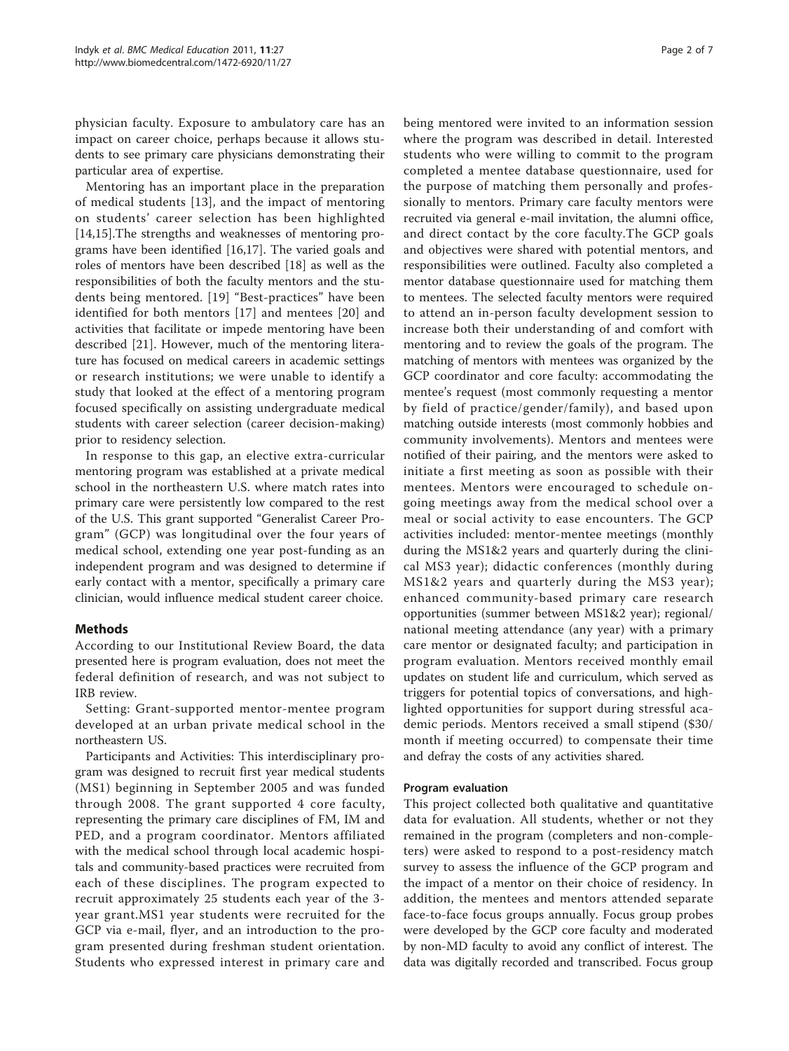physician faculty. Exposure to ambulatory care has an impact on career choice, perhaps because it allows students to see primary care physicians demonstrating their particular area of expertise.

Mentoring has an important place in the preparation of medical students [13], and the impact of mentoring on students' career selection has been highlighted [14,15].The strengths and weaknesses of mentoring programs have been identified [16,17]. The varied goals and roles of mentors have been described [18] as well as the responsibilities of both the faculty mentors and the students being mentored. [19] "Best-practices" have been identified for both mentors [17] and mentees [20] and activities that facilitate or impede mentoring have been described [21]. However, much of the mentoring literature has focused on medical careers in academic settings or research institutions; we were unable to identify a study that looked at the effect of a mentoring program focused specifically on assisting undergraduate medical students with career selection (career decision-making) prior to residency selection.

In response to this gap, an elective extra-curricular mentoring program was established at a private medical school in the northeastern U.S. where match rates into primary care were persistently low compared to the rest of the U.S. This grant supported "Generalist Career Program" (GCP) was longitudinal over the four years of medical school, extending one year post-funding as an independent program and was designed to determine if early contact with a mentor, specifically a primary care clinician, would influence medical student career choice.

## Methods

According to our Institutional Review Board, the data presented here is program evaluation, does not meet the federal definition of research, and was not subject to IRB review.

Setting: Grant-supported mentor-mentee program developed at an urban private medical school in the northeastern US.

Participants and Activities: This interdisciplinary program was designed to recruit first year medical students (MS1) beginning in September 2005 and was funded through 2008. The grant supported 4 core faculty, representing the primary care disciplines of FM, IM and PED, and a program coordinator. Mentors affiliated with the medical school through local academic hospitals and community-based practices were recruited from each of these disciplines. The program expected to recruit approximately 25 students each year of the 3-year grant.MS1 year students were recruited for the GCP via e-mail, flyer, and an introduction to the program presented during freshman student orientation. Students who expressed interest in primary care and being mentored were invited to an information session where the program was described in detail. Interested students who were willing to commit to the program completed a mentee database questionnaire, used for the purpose of matching them personally and professionally to mentors. Primary care faculty mentors were recruited via general e-mail invitation, the alumni office, and direct contact by the core faculty.The GCP goals and objectives were shared with potential mentors, and responsibilities were outlined. Faculty also completed a mentor database questionnaire used for matching them to mentees. The selected faculty mentors were required to attend an in-person faculty development session to increase both their understanding of and comfort with mentoring and to review the goals of the program. The matching of mentors with mentees was organized by the GCP coordinator and core faculty: accommodating the mentee's request (most commonly requesting a mentor by field of practice/gender/family), and based upon matching outside interests (most commonly hobbies and community involvements). Mentors and mentees were notified of their pairing, and the mentors were asked to initiate a first meeting as soon as possible with their mentees. Mentors were encouraged to schedule ongoing meetings away from the medical school over a meal or social activity to ease encounters. The GCP activities included: mentor-mentee meetings (monthly during the MS1&2 years and quarterly during the clinical MS3 year); didactic conferences (monthly during MS1&2 years and quarterly during the MS3 year); enhanced community-based primary care research opportunities (summer between MS1&2 year); regional/national meeting attendance (any year) with a primary care mentor or designated faculty; and participation in program evaluation. Mentors received monthly email updates on student life and curriculum, which served as triggers for potential topics of conversations, and highlighted opportunities for support during stressful academic periods. Mentors received a small stipend ($30/month if meeting occurred) to compensate their time and defray the costs of any activities shared.

### Program evaluation

This project collected both qualitative and quantitative data for evaluation. All students, whether or not they remained in the program (completers and non-completers) were asked to respond to a post-residency match survey to assess the influence of the GCP program and the impact of a mentor on their choice of residency. In addition, the mentees and mentors attended separate face-to-face focus groups annually. Focus group probes were developed by the GCP core faculty and moderated by non-MD faculty to avoid any conflict of interest. The data was digitally recorded and transcribed. Focus group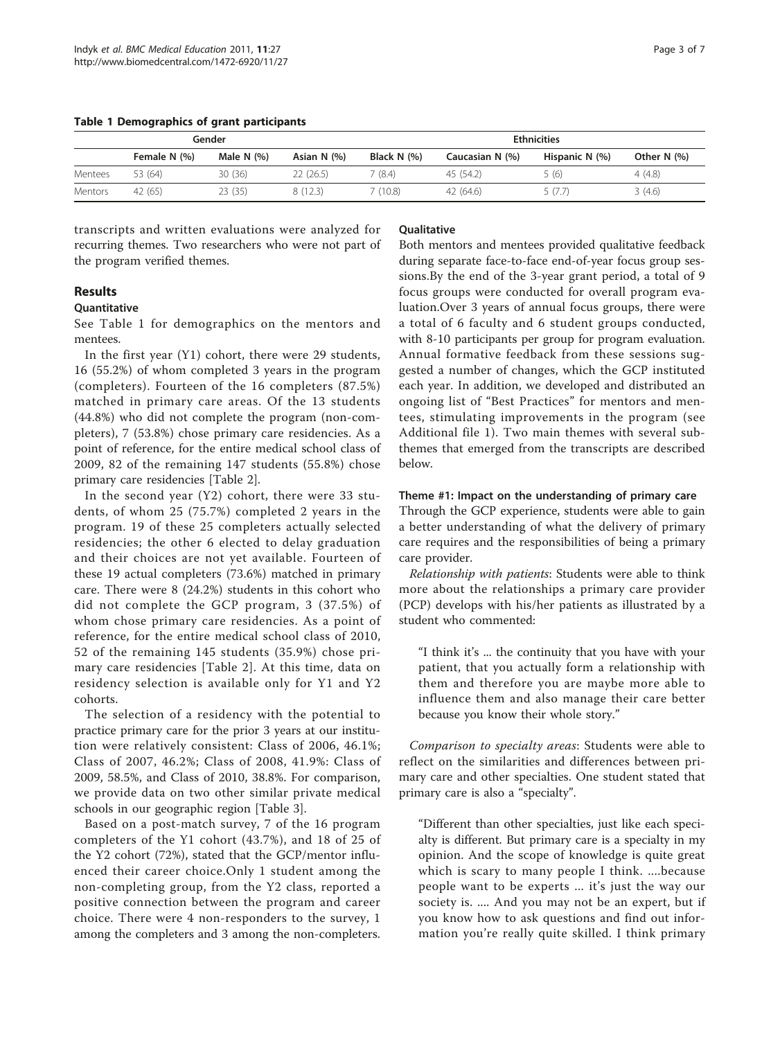**Table 1 Demographics of grant participants**

| | Gender | | Ethnicities | | | | |
|---|---|---|---|---|---|---|---|
| | Female N (%) | Male N (%) | Asian N (%) | Black N (%) | Caucasian N (%) | Hispanic N (%) | Other N (%) |
| Mentees | 53 (64) | 30 (36) | 22 (26.5) | 7 (8.4) | 45 (54.2) | 5 (6) | 4 (4.8) |
| Mentors | 42 (65) | 23 (35) | 8 (12.3) | 7 (10.8) | 42 (64.6) | 5 (7.7) | 3 (4.6) |

transcripts and written evaluations were analyzed for recurring themes. Two researchers who were not part of the program verified themes.

## Results

### Quantitative

See Table 1 for demographics on the mentors and mentees.

In the first year (Y1) cohort, there were 29 students, 16 (55.2%) of whom completed 3 years in the program (completers). Fourteen of the 16 completers (87.5%) matched in primary care areas. Of the 13 students (44.8%) who did not complete the program (non-completers), 7 (53.8%) chose primary care residencies. As a point of reference, for the entire medical school class of 2009, 82 of the remaining 147 students (55.8%) chose primary care residencies [Table 2].

In the second year (Y2) cohort, there were 33 students, of whom 25 (75.7%) completed 2 years in the program. 19 of these 25 completers actually selected residencies; the other 6 elected to delay graduation and their choices are not yet available. Fourteen of these 19 actual completers (73.6%) matched in primary care. There were 8 (24.2%) students in this cohort who did not complete the GCP program, 3 (37.5%) of whom chose primary care residencies. As a point of reference, for the entire medical school class of 2010, 52 of the remaining 145 students (35.9%) chose primary care residencies [Table 2]. At this time, data on residency selection is available only for Y1 and Y2 cohorts.

The selection of a residency with the potential to practice primary care for the prior 3 years at our institution were relatively consistent: Class of 2006, 46.1%; Class of 2007, 46.2%; Class of 2008, 41.9%: Class of 2009, 58.5%, and Class of 2010, 38.8%. For comparison, we provide data on two other similar private medical schools in our geographic region [Table 3].

Based on a post-match survey, 7 of the 16 program completers of the Y1 cohort (43.7%), and 18 of 25 of the Y2 cohort (72%), stated that the GCP/mentor influenced their career choice.Only 1 student among the non-completing group, from the Y2 class, reported a positive connection between the program and career choice. There were 4 non-responders to the survey, 1 among the completers and 3 among the non-completers.

### Qualitative

Both mentors and mentees provided qualitative feedback during separate face-to-face end-of-year focus group sessions.By the end of the 3-year grant period, a total of 9 focus groups were conducted for overall program evaluation.Over 3 years of annual focus groups, there were a total of 6 faculty and 6 student groups conducted, with 8-10 participants per group for program evaluation. Annual formative feedback from these sessions suggested a number of changes, which the GCP instituted each year. In addition, we developed and distributed an ongoing list of "Best Practices" for mentors and mentees, stimulating improvements in the program (see Additional file 1). Two main themes with several subthemes that emerged from the transcripts are described below.

#### Theme #1: Impact on the understanding of primary care

Through the GCP experience, students were able to gain a better understanding of what the delivery of primary care requires and the responsibilities of being a primary care provider.

*Relationship with patients*: Students were able to think more about the relationships a primary care provider (PCP) develops with his/her patients as illustrated by a student who commented:

> "I think it's ... the continuity that you have with your patient, that you actually form a relationship with them and therefore you are maybe more able to influence them and also manage their care better because you know their whole story."

*Comparison to specialty areas*: Students were able to reflect on the similarities and differences between primary care and other specialties. One student stated that primary care is also a "specialty".

> "Different than other specialties, just like each specialty is different. But primary care is a specialty in my opinion. And the scope of knowledge is quite great which is scary to many people I think. ....because people want to be experts ... it's just the way our society is. .... And you may not be an expert, but if you know how to ask questions and find out information you're really quite skilled. I think primary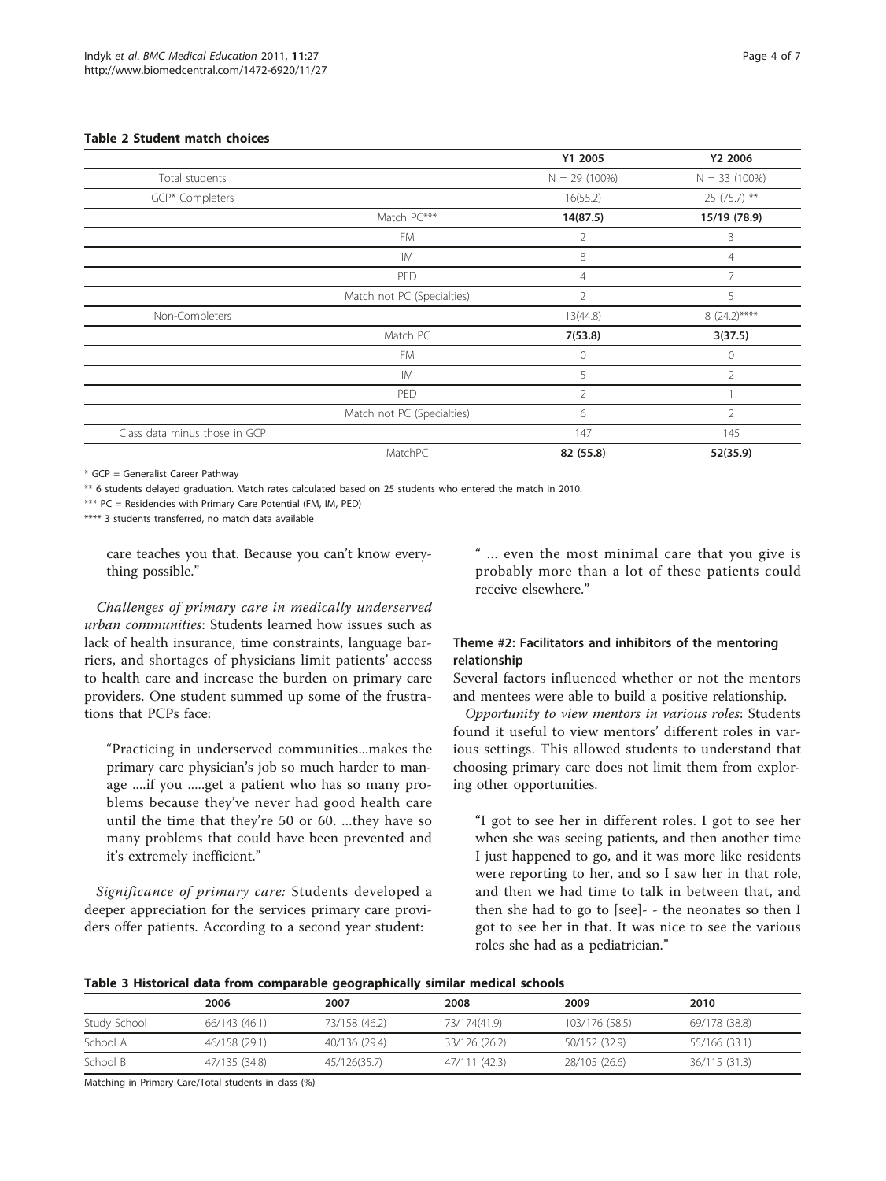**Table 2 Student match choices**

| | | Y1 2005 | Y2 2006 |
|---|---|---|---|
| Total students | | N = 29 (100%) | N = 33 (100%) |
| GCP* Completers | | 16(55.2) | 25 (75.7) ** |
| | Match PC*** | **14(87.5)** | **15/19 (78.9)** |
| | FM | 2 | 3 |
| | IM | 8 | 4 |
| | PED | 4 | 7 |
| | Match not PC (Specialties) | 2 | 5 |
| Non-Completers | | 13(44.8) | 8 (24.2)**** |
| | Match PC | **7(53.8)** | **3(37.5)** |
| | FM | 0 | 0 |
| | IM | 5 | 2 |
| | PED | 2 | 1 |
| | Match not PC (Specialties) | 6 | 2 |
| Class data minus those in GCP | | 147 | 145 |
| | MatchPC | **82 (55.8)** | **52(35.9)** |

* GCP = Generalist Career Pathway

** 6 students delayed graduation. Match rates calculated based on 25 students who entered the match in 2010.

*** PC = Residencies with Primary Care Potential (FM, IM, PED)

**** 3 students transferred, no match data available

> care teaches you that. Because you can't know everything possible."

*Challenges of primary care in medically underserved urban communities*: Students learned how issues such as lack of health insurance, time constraints, language barriers, and shortages of physicians limit patients' access to health care and increase the burden on primary care providers. One student summed up some of the frustrations that PCPs face:

> "Practicing in underserved communities...makes the primary care physician's job so much harder to manage ....if you .....get a patient who has so many problems because they've never had good health care until the time that they're 50 or 60. ...they have so many problems that could have been prevented and it's extremely inefficient."

*Significance of primary care:* Students developed a deeper appreciation for the services primary care providers offer patients. According to a second year student:

> " ... even the most minimal care that you give is probably more than a lot of these patients could receive elsewhere."

### Theme #2: Facilitators and inhibitors of the mentoring relationship

Several factors influenced whether or not the mentors and mentees were able to build a positive relationship.

*Opportunity to view mentors in various roles*: Students found it useful to view mentors' different roles in various settings. This allowed students to understand that choosing primary care does not limit them from exploring other opportunities.

> "I got to see her in different roles. I got to see her when she was seeing patients, and then another time I just happened to go, and it was more like residents were reporting to her, and so I saw her in that role, and then we had time to talk in between that, and then she had to go to [see]- - the neonates so then I got to see her in that. It was nice to see the various roles she had as a pediatrician."

**Table 3 Historical data from comparable geographically similar medical schools**

| | 2006 | 2007 | 2008 | 2009 | 2010 |
|---|---|---|---|---|---|
| Study School | 66/143 (46.1) | 73/158 (46.2) | 73/174(41.9) | 103/176 (58.5) | 69/178 (38.8) |
| School A | 46/158 (29.1) | 40/136 (29.4) | 33/126 (26.2) | 50/152 (32.9) | 55/166 (33.1) |
| School B | 47/135 (34.8) | 45/126(35.7) | 47/111 (42.3) | 28/105 (26.6) | 36/115 (31.3) |

Matching in Primary Care/Total students in class (%)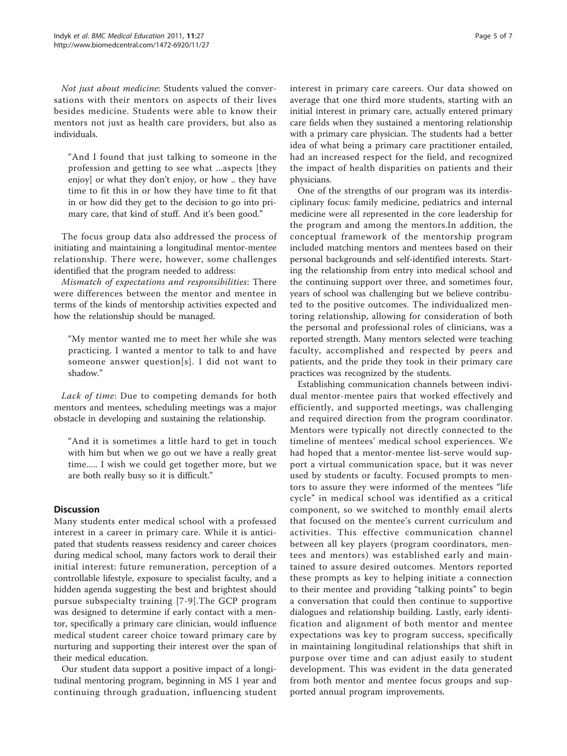*Not just about medicine*: Students valued the conversations with their mentors on aspects of their lives besides medicine. Students were able to know their mentors not just as health care providers, but also as individuals.

> "And I found that just talking to someone in the profession and getting to see what ...aspects [they enjoy] or what they don't enjoy, or how .. they have time to fit this in or how they have time to fit that in or how did they get to the decision to go into primary care, that kind of stuff. And it's been good."

The focus group data also addressed the process of initiating and maintaining a longitudinal mentor-mentee relationship. There were, however, some challenges identified that the program needed to address:

*Mismatch of expectations and responsibilities*: There were differences between the mentor and mentee in terms of the kinds of mentorship activities expected and how the relationship should be managed.

> "My mentor wanted me to meet her while she was practicing. I wanted a mentor to talk to and have someone answer question[s]. I did not want to shadow."

*Lack of time*: Due to competing demands for both mentors and mentees, scheduling meetings was a major obstacle in developing and sustaining the relationship.

> "And it is sometimes a little hard to get in touch with him but when we go out we have a really great time..... I wish we could get together more, but we are both really busy so it is difficult."

## Discussion

Many students enter medical school with a professed interest in a career in primary care. While it is anticipated that students reassess residency and career choices during medical school, many factors work to derail their initial interest: future remuneration, perception of a controllable lifestyle, exposure to specialist faculty, and a hidden agenda suggesting the best and brightest should pursue subspecialty training [7-9].The GCP program was designed to determine if early contact with a mentor, specifically a primary care clinician, would influence medical student career choice toward primary care by nurturing and supporting their interest over the span of their medical education.

Our student data support a positive impact of a longitudinal mentoring program, beginning in MS 1 year and continuing through graduation, influencing student interest in primary care careers. Our data showed on average that one third more students, starting with an initial interest in primary care, actually entered primary care fields when they sustained a mentoring relationship with a primary care physician. The students had a better idea of what being a primary care practitioner entailed, had an increased respect for the field, and recognized the impact of health disparities on patients and their physicians.

One of the strengths of our program was its interdisciplinary focus: family medicine, pediatrics and internal medicine were all represented in the core leadership for the program and among the mentors.In addition, the conceptual framework of the mentorship program included matching mentors and mentees based on their personal backgrounds and self-identified interests. Starting the relationship from entry into medical school and the continuing support over three, and sometimes four, years of school was challenging but we believe contributed to the positive outcomes. The individualized mentoring relationship, allowing for consideration of both the personal and professional roles of clinicians, was a reported strength. Many mentors selected were teaching faculty, accomplished and respected by peers and patients, and the pride they took in their primary care practices was recognized by the students.

Establishing communication channels between individual mentor-mentee pairs that worked effectively and efficiently, and supported meetings, was challenging and required direction from the program coordinator. Mentors were typically not directly connected to the timeline of mentees' medical school experiences. We had hoped that a mentor-mentee list-serve would support a virtual communication space, but it was never used by students or faculty. Focused prompts to mentors to assure they were informed of the mentees "life cycle" in medical school was identified as a critical component, so we switched to monthly email alerts that focused on the mentee's current curriculum and activities. This effective communication channel between all key players (program coordinators, mentees and mentors) was established early and maintained to assure desired outcomes. Mentors reported these prompts as key to helping initiate a connection to their mentee and providing "talking points" to begin a conversation that could then continue to supportive dialogues and relationship building. Lastly, early identification and alignment of both mentor and mentee expectations was key to program success, specifically in maintaining longitudinal relationships that shift in purpose over time and can adjust easily to student development. This was evident in the data generated from both mentor and mentee focus groups and supported annual program improvements.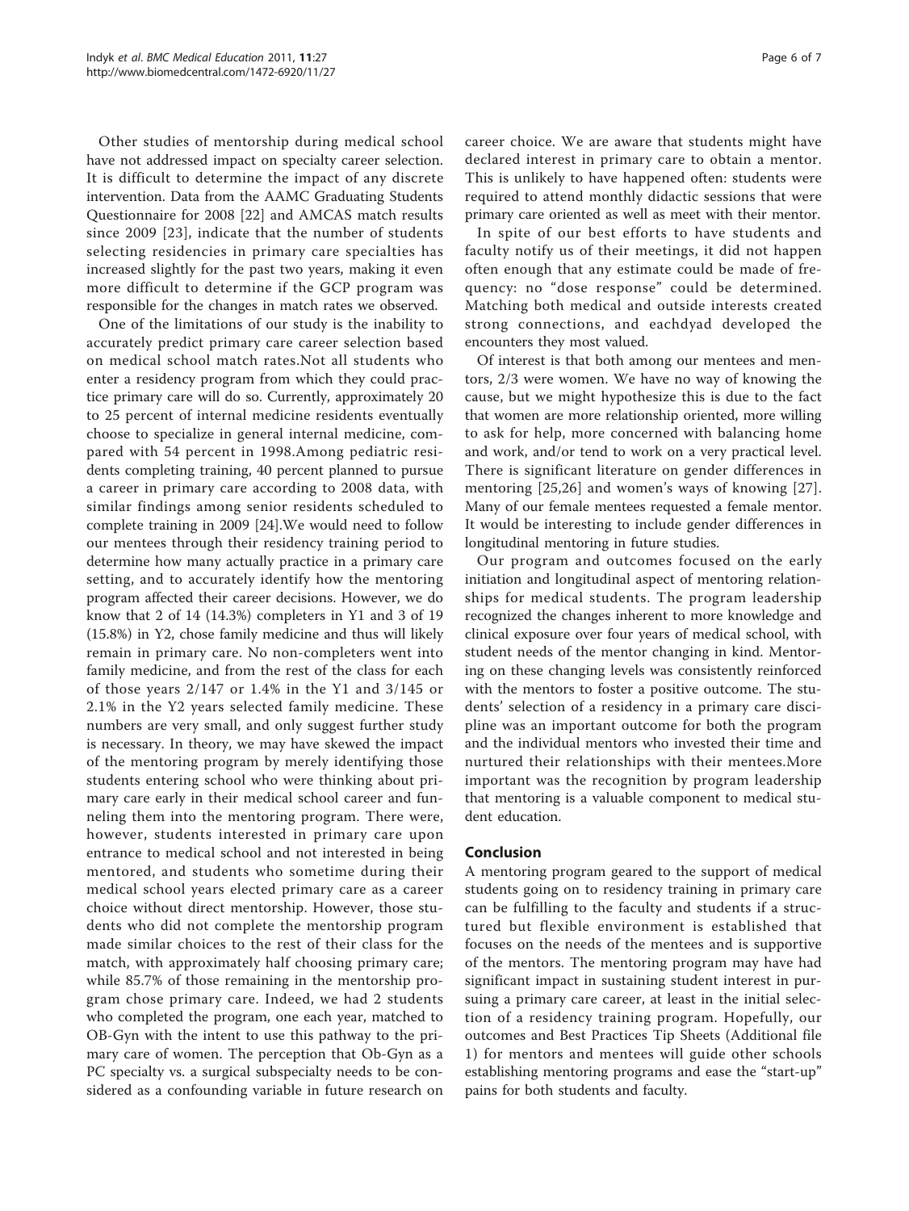Other studies of mentorship during medical school have not addressed impact on specialty career selection. It is difficult to determine the impact of any discrete intervention. Data from the AAMC Graduating Students Questionnaire for 2008 [22] and AMCAS match results since 2009 [23], indicate that the number of students selecting residencies in primary care specialties has increased slightly for the past two years, making it even more difficult to determine if the GCP program was responsible for the changes in match rates we observed.

One of the limitations of our study is the inability to accurately predict primary care career selection based on medical school match rates.Not all students who enter a residency program from which they could practice primary care will do so. Currently, approximately 20 to 25 percent of internal medicine residents eventually choose to specialize in general internal medicine, compared with 54 percent in 1998.Among pediatric residents completing training, 40 percent planned to pursue a career in primary care according to 2008 data, with similar findings among senior residents scheduled to complete training in 2009 [24].We would need to follow our mentees through their residency training period to determine how many actually practice in a primary care setting, and to accurately identify how the mentoring program affected their career decisions. However, we do know that 2 of 14 (14.3%) completers in Y1 and 3 of 19 (15.8%) in Y2, chose family medicine and thus will likely remain in primary care. No non-completers went into family medicine, and from the rest of the class for each of those years 2/147 or 1.4% in the Y1 and 3/145 or 2.1% in the Y2 years selected family medicine. These numbers are very small, and only suggest further study is necessary. In theory, we may have skewed the impact of the mentoring program by merely identifying those students entering school who were thinking about primary care early in their medical school career and funneling them into the mentoring program. There were, however, students interested in primary care upon entrance to medical school and not interested in being mentored, and students who sometime during their medical school years elected primary care as a career choice without direct mentorship. However, those students who did not complete the mentorship program made similar choices to the rest of their class for the match, with approximately half choosing primary care; while 85.7% of those remaining in the mentorship program chose primary care. Indeed, we had 2 students who completed the program, one each year, matched to OB-Gyn with the intent to use this pathway to the primary care of women. The perception that Ob-Gyn as a PC specialty vs. a surgical subspecialty needs to be considered as a confounding variable in future research on career choice. We are aware that students might have declared interest in primary care to obtain a mentor. This is unlikely to have happened often: students were required to attend monthly didactic sessions that were primary care oriented as well as meet with their mentor.

In spite of our best efforts to have students and faculty notify us of their meetings, it did not happen often enough that any estimate could be made of frequency: no "dose response" could be determined. Matching both medical and outside interests created strong connections, and eachdyad developed the encounters they most valued.

Of interest is that both among our mentees and mentors, 2/3 were women. We have no way of knowing the cause, but we might hypothesize this is due to the fact that women are more relationship oriented, more willing to ask for help, more concerned with balancing home and work, and/or tend to work on a very practical level. There is significant literature on gender differences in mentoring [25,26] and women's ways of knowing [27]. Many of our female mentees requested a female mentor. It would be interesting to include gender differences in longitudinal mentoring in future studies.

Our program and outcomes focused on the early initiation and longitudinal aspect of mentoring relationships for medical students. The program leadership recognized the changes inherent to more knowledge and clinical exposure over four years of medical school, with student needs of the mentor changing in kind. Mentoring on these changing levels was consistently reinforced with the mentors to foster a positive outcome. The students' selection of a residency in a primary care discipline was an important outcome for both the program and the individual mentors who invested their time and nurtured their relationships with their mentees.More important was the recognition by program leadership that mentoring is a valuable component to medical student education.

## Conclusion

A mentoring program geared to the support of medical students going on to residency training in primary care can be fulfilling to the faculty and students if a structured but flexible environment is established that focuses on the needs of the mentees and is supportive of the mentors. The mentoring program may have had significant impact in sustaining student interest in pursuing a primary care career, at least in the initial selection of a residency training program. Hopefully, our outcomes and Best Practices Tip Sheets (Additional file 1) for mentors and mentees will guide other schools establishing mentoring programs and ease the "start-up" pains for both students and faculty.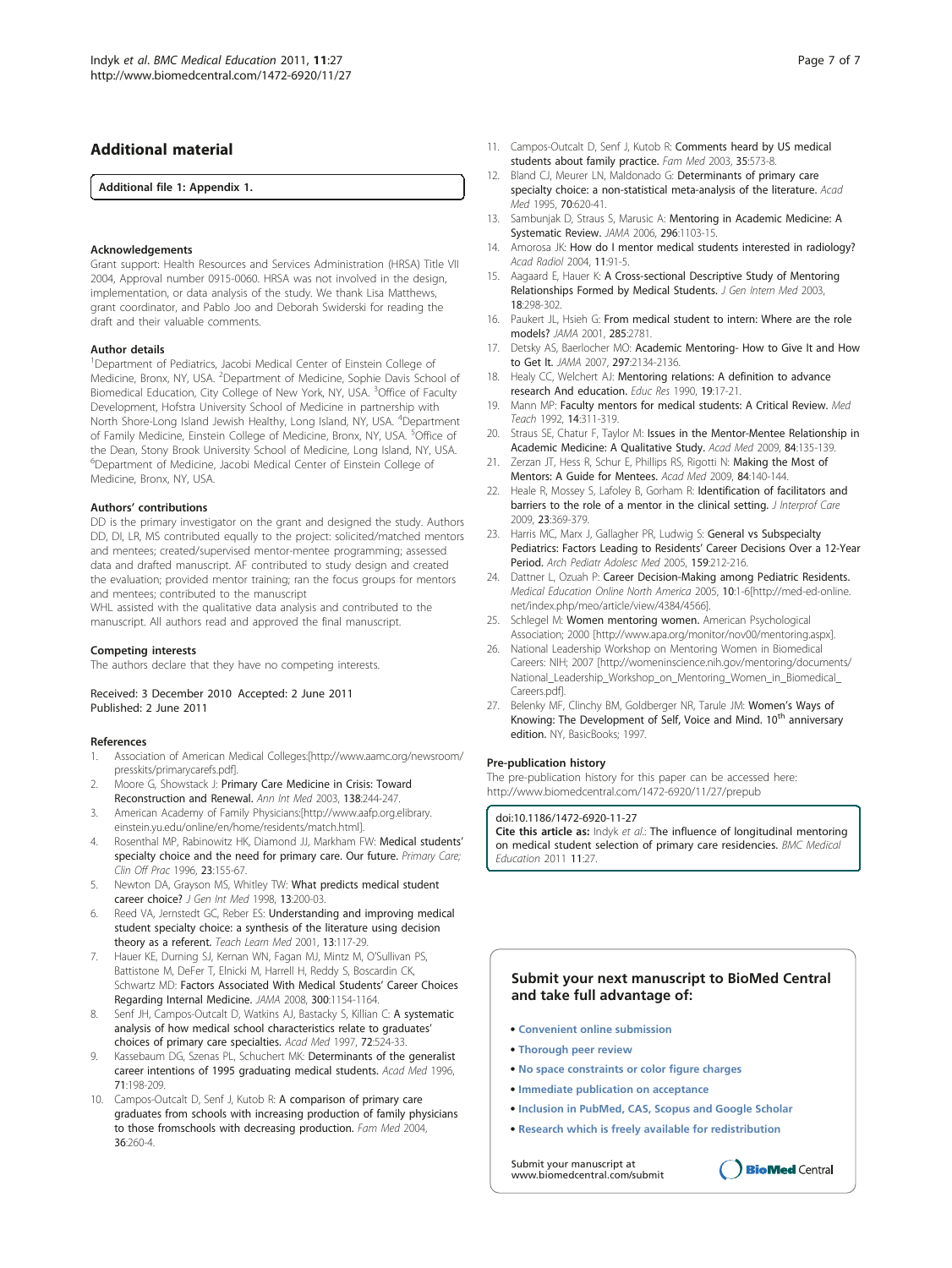## Additional material

**Additional file 1: Appendix 1.**

### Acknowledgements

Grant support: Health Resources and Services Administration (HRSA) Title VII 2004, Approval number 0915-0060. HRSA was not involved in the design, implementation, or data analysis of the study. We thank Lisa Matthews, grant coordinator, and Pablo Joo and Deborah Swiderski for reading the draft and their valuable comments.

### Author details

[1]Department of Pediatrics, Jacobi Medical Center of Einstein College of Medicine, Bronx, NY, USA. [2]Department of Medicine, Sophie Davis School of Biomedical Education, City College of New York, NY, USA. [3]Office of Faculty Development, Hofstra University School of Medicine in partnership with North Shore-Long Island Jewish Healthy, Long Island, NY, USA. [4]Department of Family Medicine, Einstein College of Medicine, Bronx, NY, USA. [5]Office of the Dean, Stony Brook University School of Medicine, Long Island, NY, USA. [6]Department of Medicine, Jacobi Medical Center of Einstein College of Medicine, Bronx, NY, USA.

### Authors' contributions

DD is the primary investigator on the grant and designed the study. Authors DD, DI, LR, MS contributed equally to the project: solicited/matched mentors and mentees; created/supervised mentor-mentee programming; assessed data and drafted manuscript. AF contributed to study design and created the evaluation; provided mentor training; ran the focus groups for mentors and mentees; contributed to the manuscript

WHL assisted with the qualitative data analysis and contributed to the manuscript. All authors read and approved the final manuscript.

### Competing interests

The authors declare that they have no competing interests.

Received: 3 December 2010 Accepted: 2 June 2011
Published: 2 June 2011

### References

1. Association of American Medical Colleges:[http://www.aamc.org/newsroom/presskits/primarycarefs.pdf].
2. Moore G, Showstack J: **Primary Care Medicine in Crisis: Toward Reconstruction and Renewal.** *Ann Int Med* 2003, **138**:244-247.
3. American Academy of Family Physicians:[http://www.aafp.org.elibrary.einstein.yu.edu/online/en/home/residents/match.html].
4. Rosenthal MP, Rabinowitz HK, Diamond JJ, Markham FW: **Medical students' specialty choice and the need for primary care. Our future.** *Primary Care; Clin Off Prac* 1996, **23**:155-67.
5. Newton DA, Grayson MS, Whitley TW: **What predicts medical student career choice?** *J Gen Int Med* 1998, **13**:200-03.
6. Reed VA, Jernstedt GC, Reber ES: **Understanding and improving medical student specialty choice: a synthesis of the literature using decision theory as a referent.** *Teach Learn Med* 2001, **13**:117-29.
7. Hauer KE, Durning SJ, Kernan WN, Fagan MJ, Mintz M, O'Sullivan PS, Battistone M, DeFer T, Elnicki M, Harrell H, Reddy S, Boscardin CK, Schwartz MD: **Factors Associated With Medical Students' Career Choices Regarding Internal Medicine.** *JAMA* 2008, **300**:1154-1164.
8. Senf JH, Campos-Outcalt D, Watkins AJ, Bastacky S, Killian C: **A systematic analysis of how medical school characteristics relate to graduates' choices of primary care specialties.** *Acad Med* 1997, **72**:524-33.
9. Kassebaum DG, Szenas PL, Schuchert MK: **Determinants of the generalist career intentions of 1995 graduating medical students.** *Acad Med* 1996, **71**:198-209.
10. Campos-Outcalt D, Senf J, Kutob R: **A comparison of primary care graduates from schools with increasing production of family physicians to those fromschools with decreasing production.** *Fam Med* 2004, **36**:260-4.
11. Campos-Outcalt D, Senf J, Kutob R: **Comments heard by US medical students about family practice.** *Fam Med* 2003, **35**:573-8.
12. Bland CJ, Meurer LN, Maldonado G: **Determinants of primary care specialty choice: a non-statistical meta-analysis of the literature.** *Acad Med* 1995, **70**:620-41.
13. Sambunjak D, Straus S, Marusic A: **Mentoring in Academic Medicine: A Systematic Review.** *JAMA* 2006, **296**:1103-15.
14. Amorosa JK: **How do I mentor medical students interested in radiology?** *Acad Radiol* 2004, **11**:91-5.
15. Aagaard E, Hauer K: **A Cross-sectional Descriptive Study of Mentoring Relationships Formed by Medical Students.** *J Gen Intern Med* 2003, **18**:298-302.
16. Paukert JL, Hsieh G: **From medical student to intern: Where are the role models?** *JAMA* 2001, **285**:2781.
17. Detsky AS, Baerlocher MO: **Academic Mentoring- How to Give It and How to Get It.** *JAMA* 2007, **297**:2134-2136.
18. Healy CC, Welchert AJ: **Mentoring relations: A definition to advance research And education.** *Educ Res* 1990, **19**:17-21.
19. Mann MP: **Faculty mentors for medical students: A Critical Review.** *Med Teach* 1992, **14**:311-319.
20. Straus SE, Chatur F, Taylor M: **Issues in the Mentor-Mentee Relationship in Academic Medicine: A Qualitative Study.** *Acad Med* 2009, **84**:135-139.
21. Zerzan JT, Hess R, Schur E, Phillips RS, Rigotti N: **Making the Most of Mentors: A Guide for Mentees.** *Acad Med* 2009, **84**:140-144.
22. Heale R, Mossey S, Lafoley B, Gorham R: **Identification of facilitators and barriers to the role of a mentor in the clinical setting.** *J Interprof Care* 2009, **23**:369-379.
23. Harris MC, Marx J, Gallagher PR, Ludwig S: **General vs Subspecialty Pediatrics: Factors Leading to Residents' Career Decisions Over a 12-Year Period.** *Arch Pediatr Adolesc Med* 2005, **159**:212-216.
24. Dattner L, Ozuah P: **Career Decision-Making among Pediatric Residents.** *Medical Education Online North America* 2005, **10**:1-6[http://med-ed-online.net/index.php/meo/article/view/4384/4566].
25. Schlegel M: **Women mentoring women.** American Psychological Association; 2000 [http://www.apa.org/monitor/nov00/mentoring.aspx].
26. National Leadership Workshop on Mentoring Women in Biomedical Careers: NIH; 2007 [http://womeninscience.nih.gov/mentoring/documents/National_Leadership_Workshop_on_Mentoring_Women_in_Biomedical_Careers.pdf].
27. Belenky MF, Clinchy BM, Goldberger NR, Tarule JM: **Women's Ways of Knowing: The Development of Self, Voice and Mind. 10th anniversary edition.** NY, BasicBooks; 1997.

### Pre-publication history

The pre-publication history for this paper can be accessed here:
http://www.biomedcentral.com/1472-6920/11/27/prepub

doi:10.1186/1472-6920-11-27

**Cite this article as:** Indyk *et al.*: The influence of longitudinal mentoring on medical student selection of primary care residencies. *BMC Medical Education* 2011 **11**:27.

**Submit your next manuscript to BioMed Central and take full advantage of:**

- Convenient online submission
- Thorough peer review
- No space constraints or color figure charges
- Immediate publication on acceptance
- Inclusion in PubMed, CAS, Scopus and Google Scholar
- Research which is freely available for redistribution

Submit your manuscript at
www.biomedcentral.com/submit